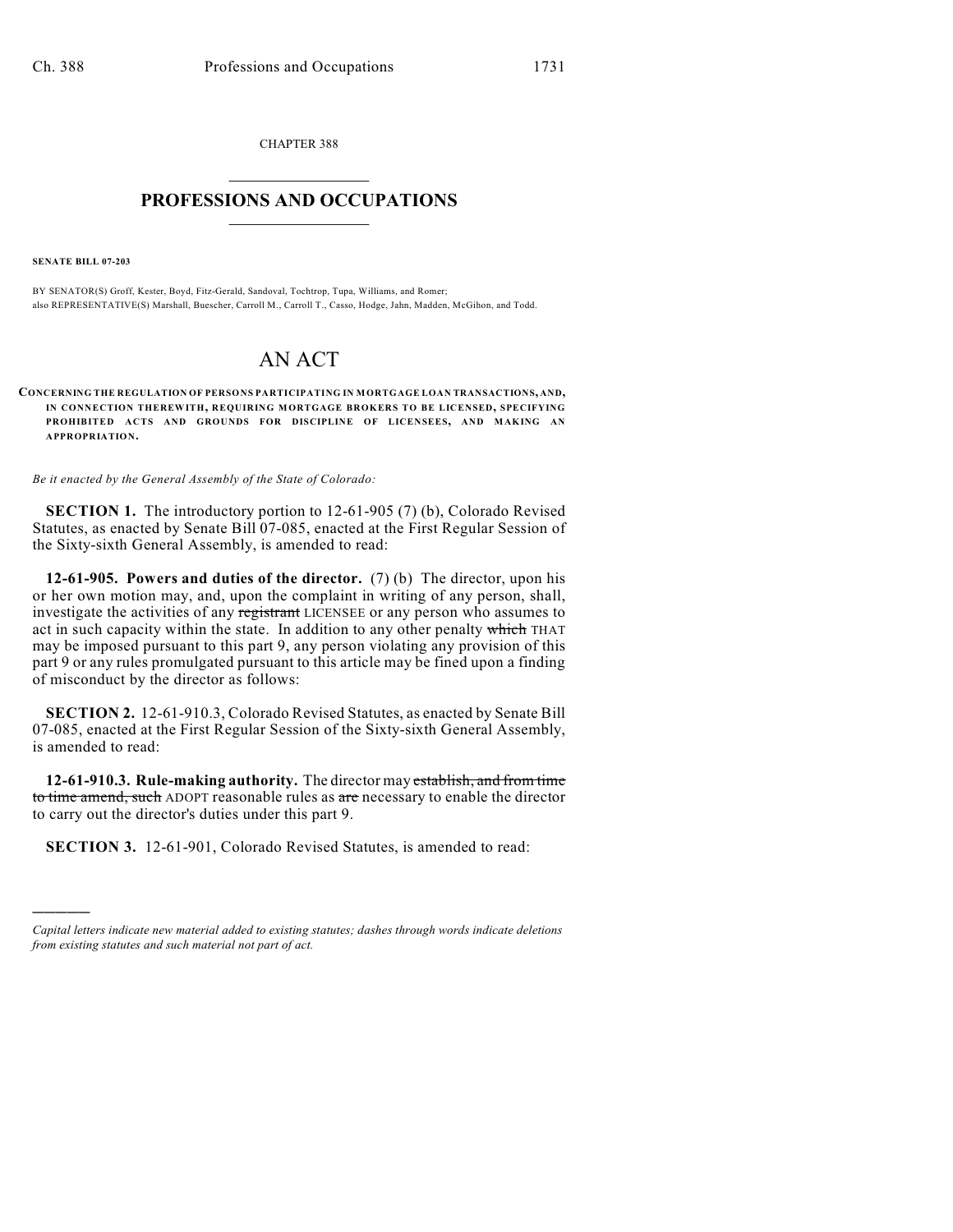CHAPTER 388

# PROFESSIONS AND OCCUPATIONS

**SENATE BILL 07-203**

BY SENATOR(S) Groff, Kester, Boyd, Fitz-Gerald, Sandoval, Tochtrop, Tupa, Williams, and Romer;
also REPRESENTATIVE(S) Marshall, Buescher, Carroll M., Carroll T., Casso, Hodge, Jahn, Madden, McGihon, and Todd.

# AN ACT

**CONCERNING THE REGULATION OF PERSONS PARTICIPATING IN MORTGAGE LOAN TRANSACTIONS, AND, IN CONNECTION THEREWITH, REQUIRING MORTGAGE BROKERS TO BE LICENSED, SPECIFYING PROHIBITED ACTS AND GROUNDS FOR DISCIPLINE OF LICENSEES, AND MAKING AN APPROPRIATION.**

*Be it enacted by the General Assembly of the State of Colorado:*

**SECTION 1.** The introductory portion to 12-61-905 (7) (b), Colorado Revised Statutes, as enacted by Senate Bill 07-085, enacted at the First Regular Session of the Sixty-sixth General Assembly, is amended to read:

**12-61-905. Powers and duties of the director.** (7) (b) The director, upon his or her own motion may, and, upon the complaint in writing of any person, shall, investigate the activities of any ~~registrant~~ LICENSEE or any person who assumes to act in such capacity within the state. In addition to any other penalty ~~which~~ THAT may be imposed pursuant to this part 9, any person violating any provision of this part 9 or any rules promulgated pursuant to this article may be fined upon a finding of misconduct by the director as follows:

**SECTION 2.** 12-61-910.3, Colorado Revised Statutes, as enacted by Senate Bill 07-085, enacted at the First Regular Session of the Sixty-sixth General Assembly, is amended to read:

**12-61-910.3. Rule-making authority.** The director may ~~establish, and from time to time amend, such~~ ADOPT reasonable rules as ~~are~~ necessary to enable the director to carry out the director's duties under this part 9.

**SECTION 3.** 12-61-901, Colorado Revised Statutes, is amended to read:

---

*Capital letters indicate new material added to existing statutes; dashes through words indicate deletions from existing statutes and such material not part of act.*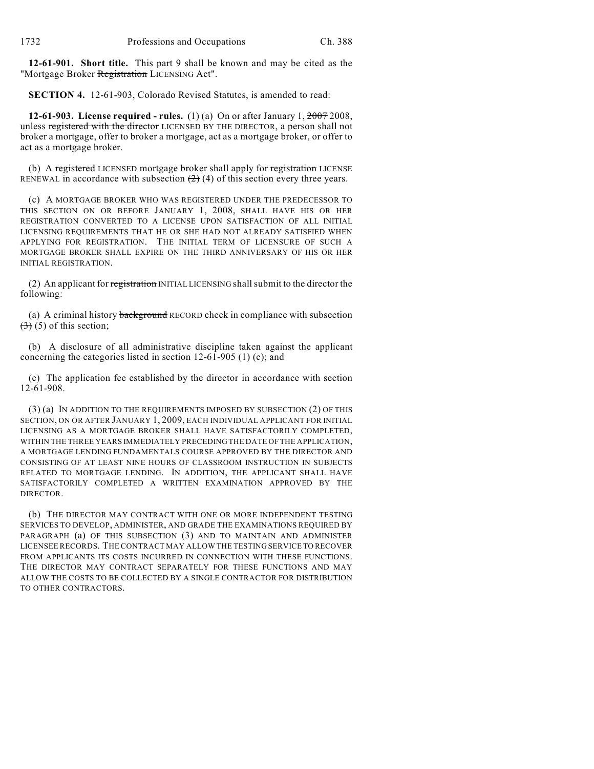**12-61-901. Short title.** This part 9 shall be known and may be cited as the "Mortgage Broker ~~Registration~~ LICENSING Act".

**SECTION 4.** 12-61-903, Colorado Revised Statutes, is amended to read:

**12-61-903. License required - rules.** (1) (a) On or after January 1, ~~2007~~ 2008, unless ~~registered with the director~~ LICENSED BY THE DIRECTOR, a person shall not broker a mortgage, offer to broker a mortgage, act as a mortgage broker, or offer to act as a mortgage broker.

(b) A ~~registered~~ LICENSED mortgage broker shall apply for ~~registration~~ LICENSE RENEWAL in accordance with subsection ~~(2)~~ (4) of this section every three years.

(c) A MORTGAGE BROKER WHO WAS REGISTERED UNDER THE PREDECESSOR TO THIS SECTION ON OR BEFORE JANUARY 1, 2008, SHALL HAVE HIS OR HER REGISTRATION CONVERTED TO A LICENSE UPON SATISFACTION OF ALL INITIAL LICENSING REQUIREMENTS THAT HE OR SHE HAD NOT ALREADY SATISFIED WHEN APPLYING FOR REGISTRATION. THE INITIAL TERM OF LICENSURE OF SUCH A MORTGAGE BROKER SHALL EXPIRE ON THE THIRD ANNIVERSARY OF HIS OR HER INITIAL REGISTRATION.

(2) An applicant for ~~registration~~ INITIAL LICENSING shall submit to the director the following:

(a) A criminal history ~~background~~ RECORD check in compliance with subsection ~~(3)~~ (5) of this section;

(b) A disclosure of all administrative discipline taken against the applicant concerning the categories listed in section 12-61-905 (1) (c); and

(c) The application fee established by the director in accordance with section 12-61-908.

(3) (a) IN ADDITION TO THE REQUIREMENTS IMPOSED BY SUBSECTION (2) OF THIS SECTION, ON OR AFTER JANUARY 1, 2009, EACH INDIVIDUAL APPLICANT FOR INITIAL LICENSING AS A MORTGAGE BROKER SHALL HAVE SATISFACTORILY COMPLETED, WITHIN THE THREE YEARS IMMEDIATELY PRECEDING THE DATE OF THE APPLICATION, A MORTGAGE LENDING FUNDAMENTALS COURSE APPROVED BY THE DIRECTOR AND CONSISTING OF AT LEAST NINE HOURS OF CLASSROOM INSTRUCTION IN SUBJECTS RELATED TO MORTGAGE LENDING. IN ADDITION, THE APPLICANT SHALL HAVE SATISFACTORILY COMPLETED A WRITTEN EXAMINATION APPROVED BY THE DIRECTOR.

(b) THE DIRECTOR MAY CONTRACT WITH ONE OR MORE INDEPENDENT TESTING SERVICES TO DEVELOP, ADMINISTER, AND GRADE THE EXAMINATIONS REQUIRED BY PARAGRAPH (a) OF THIS SUBSECTION (3) AND TO MAINTAIN AND ADMINISTER LICENSEE RECORDS. THE CONTRACT MAY ALLOW THE TESTING SERVICE TO RECOVER FROM APPLICANTS ITS COSTS INCURRED IN CONNECTION WITH THESE FUNCTIONS. THE DIRECTOR MAY CONTRACT SEPARATELY FOR THESE FUNCTIONS AND MAY ALLOW THE COSTS TO BE COLLECTED BY A SINGLE CONTRACTOR FOR DISTRIBUTION TO OTHER CONTRACTORS.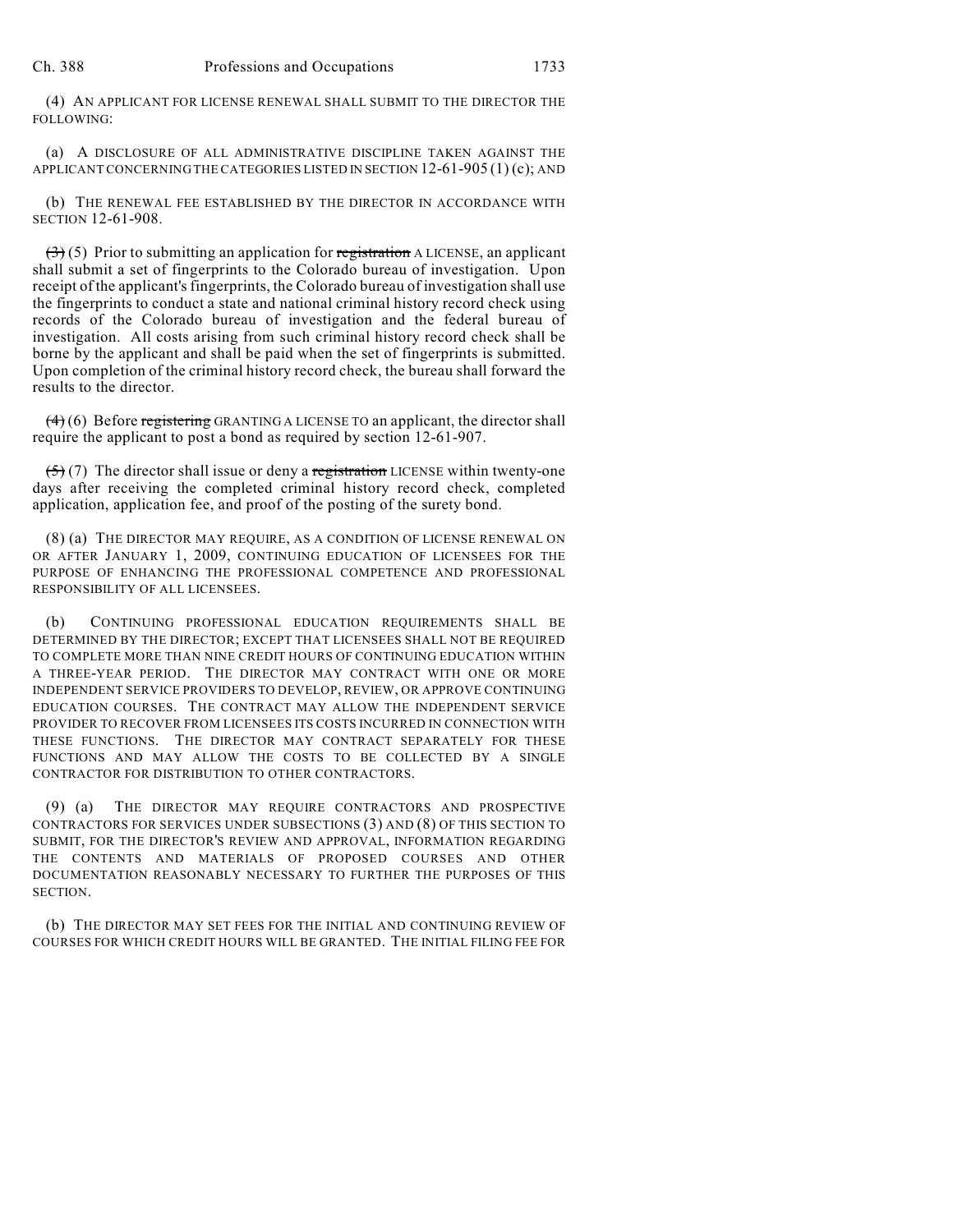(4) AN APPLICANT FOR LICENSE RENEWAL SHALL SUBMIT TO THE DIRECTOR THE FOLLOWING:

(a) A DISCLOSURE OF ALL ADMINISTRATIVE DISCIPLINE TAKEN AGAINST THE APPLICANT CONCERNING THE CATEGORIES LISTED IN SECTION 12-61-905 (1) (c); AND

(b) THE RENEWAL FEE ESTABLISHED BY THE DIRECTOR IN ACCORDANCE WITH SECTION 12-61-908.

~~(3)~~ (5) Prior to submitting an application for ~~registration~~ A LICENSE, an applicant shall submit a set of fingerprints to the Colorado bureau of investigation. Upon receipt of the applicant's fingerprints, the Colorado bureau of investigation shall use the fingerprints to conduct a state and national criminal history record check using records of the Colorado bureau of investigation and the federal bureau of investigation. All costs arising from such criminal history record check shall be borne by the applicant and shall be paid when the set of fingerprints is submitted. Upon completion of the criminal history record check, the bureau shall forward the results to the director.

~~(4)~~ (6) Before ~~registering~~ GRANTING A LICENSE TO an applicant, the director shall require the applicant to post a bond as required by section 12-61-907.

~~(5)~~ (7) The director shall issue or deny a ~~registration~~ LICENSE within twenty-one days after receiving the completed criminal history record check, completed application, application fee, and proof of the posting of the surety bond.

(8) (a) THE DIRECTOR MAY REQUIRE, AS A CONDITION OF LICENSE RENEWAL ON OR AFTER JANUARY 1, 2009, CONTINUING EDUCATION OF LICENSEES FOR THE PURPOSE OF ENHANCING THE PROFESSIONAL COMPETENCE AND PROFESSIONAL RESPONSIBILITY OF ALL LICENSEES.

(b) CONTINUING PROFESSIONAL EDUCATION REQUIREMENTS SHALL BE DETERMINED BY THE DIRECTOR; EXCEPT THAT LICENSEES SHALL NOT BE REQUIRED TO COMPLETE MORE THAN NINE CREDIT HOURS OF CONTINUING EDUCATION WITHIN A THREE-YEAR PERIOD. THE DIRECTOR MAY CONTRACT WITH ONE OR MORE INDEPENDENT SERVICE PROVIDERS TO DEVELOP, REVIEW, OR APPROVE CONTINUING EDUCATION COURSES. THE CONTRACT MAY ALLOW THE INDEPENDENT SERVICE PROVIDER TO RECOVER FROM LICENSEES ITS COSTS INCURRED IN CONNECTION WITH THESE FUNCTIONS. THE DIRECTOR MAY CONTRACT SEPARATELY FOR THESE FUNCTIONS AND MAY ALLOW THE COSTS TO BE COLLECTED BY A SINGLE CONTRACTOR FOR DISTRIBUTION TO OTHER CONTRACTORS.

(9) (a) THE DIRECTOR MAY REQUIRE CONTRACTORS AND PROSPECTIVE CONTRACTORS FOR SERVICES UNDER SUBSECTIONS (3) AND (8) OF THIS SECTION TO SUBMIT, FOR THE DIRECTOR'S REVIEW AND APPROVAL, INFORMATION REGARDING THE CONTENTS AND MATERIALS OF PROPOSED COURSES AND OTHER DOCUMENTATION REASONABLY NECESSARY TO FURTHER THE PURPOSES OF THIS SECTION.

(b) THE DIRECTOR MAY SET FEES FOR THE INITIAL AND CONTINUING REVIEW OF COURSES FOR WHICH CREDIT HOURS WILL BE GRANTED. THE INITIAL FILING FEE FOR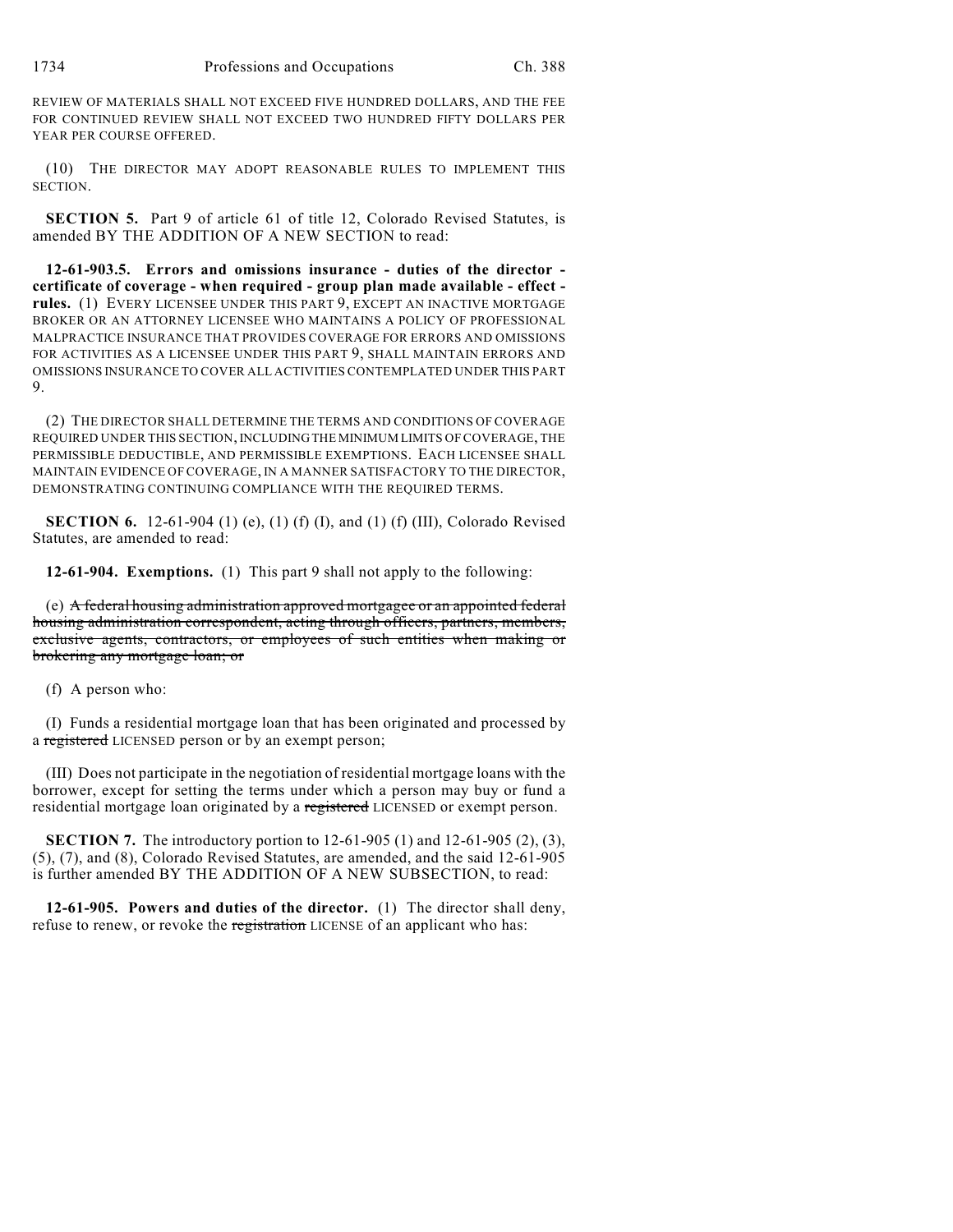REVIEW OF MATERIALS SHALL NOT EXCEED FIVE HUNDRED DOLLARS, AND THE FEE FOR CONTINUED REVIEW SHALL NOT EXCEED TWO HUNDRED FIFTY DOLLARS PER YEAR PER COURSE OFFERED.

(10) THE DIRECTOR MAY ADOPT REASONABLE RULES TO IMPLEMENT THIS SECTION.

**SECTION 5.** Part 9 of article 61 of title 12, Colorado Revised Statutes, is amended BY THE ADDITION OF A NEW SECTION to read:

**12-61-903.5. Errors and omissions insurance - duties of the director - certificate of coverage - when required - group plan made available - effect - rules.** (1) EVERY LICENSEE UNDER THIS PART 9, EXCEPT AN INACTIVE MORTGAGE BROKER OR AN ATTORNEY LICENSEE WHO MAINTAINS A POLICY OF PROFESSIONAL MALPRACTICE INSURANCE THAT PROVIDES COVERAGE FOR ERRORS AND OMISSIONS FOR ACTIVITIES AS A LICENSEE UNDER THIS PART 9, SHALL MAINTAIN ERRORS AND OMISSIONS INSURANCE TO COVER ALL ACTIVITIES CONTEMPLATED UNDER THIS PART 9.

(2) THE DIRECTOR SHALL DETERMINE THE TERMS AND CONDITIONS OF COVERAGE REQUIRED UNDER THIS SECTION, INCLUDING THE MINIMUM LIMITS OF COVERAGE, THE PERMISSIBLE DEDUCTIBLE, AND PERMISSIBLE EXEMPTIONS. EACH LICENSEE SHALL MAINTAIN EVIDENCE OF COVERAGE, IN A MANNER SATISFACTORY TO THE DIRECTOR, DEMONSTRATING CONTINUING COMPLIANCE WITH THE REQUIRED TERMS.

**SECTION 6.** 12-61-904 (1) (e), (1) (f) (I), and (1) (f) (III), Colorado Revised Statutes, are amended to read:

**12-61-904. Exemptions.** (1) This part 9 shall not apply to the following:

(e) ~~A federal housing administration approved mortgagee or an appointed federal housing administration correspondent, acting through officers, partners, members, exclusive agents, contractors, or employees of such entities when making or brokering any mortgage loan; or~~

(f) A person who:

(I) Funds a residential mortgage loan that has been originated and processed by a ~~registered~~ LICENSED person or by an exempt person;

(III) Does not participate in the negotiation of residential mortgage loans with the borrower, except for setting the terms under which a person may buy or fund a residential mortgage loan originated by a ~~registered~~ LICENSED or exempt person.

**SECTION 7.** The introductory portion to 12-61-905 (1) and 12-61-905 (2), (3), (5), (7), and (8), Colorado Revised Statutes, are amended, and the said 12-61-905 is further amended BY THE ADDITION OF A NEW SUBSECTION, to read:

**12-61-905. Powers and duties of the director.** (1) The director shall deny, refuse to renew, or revoke the ~~registration~~ LICENSE of an applicant who has: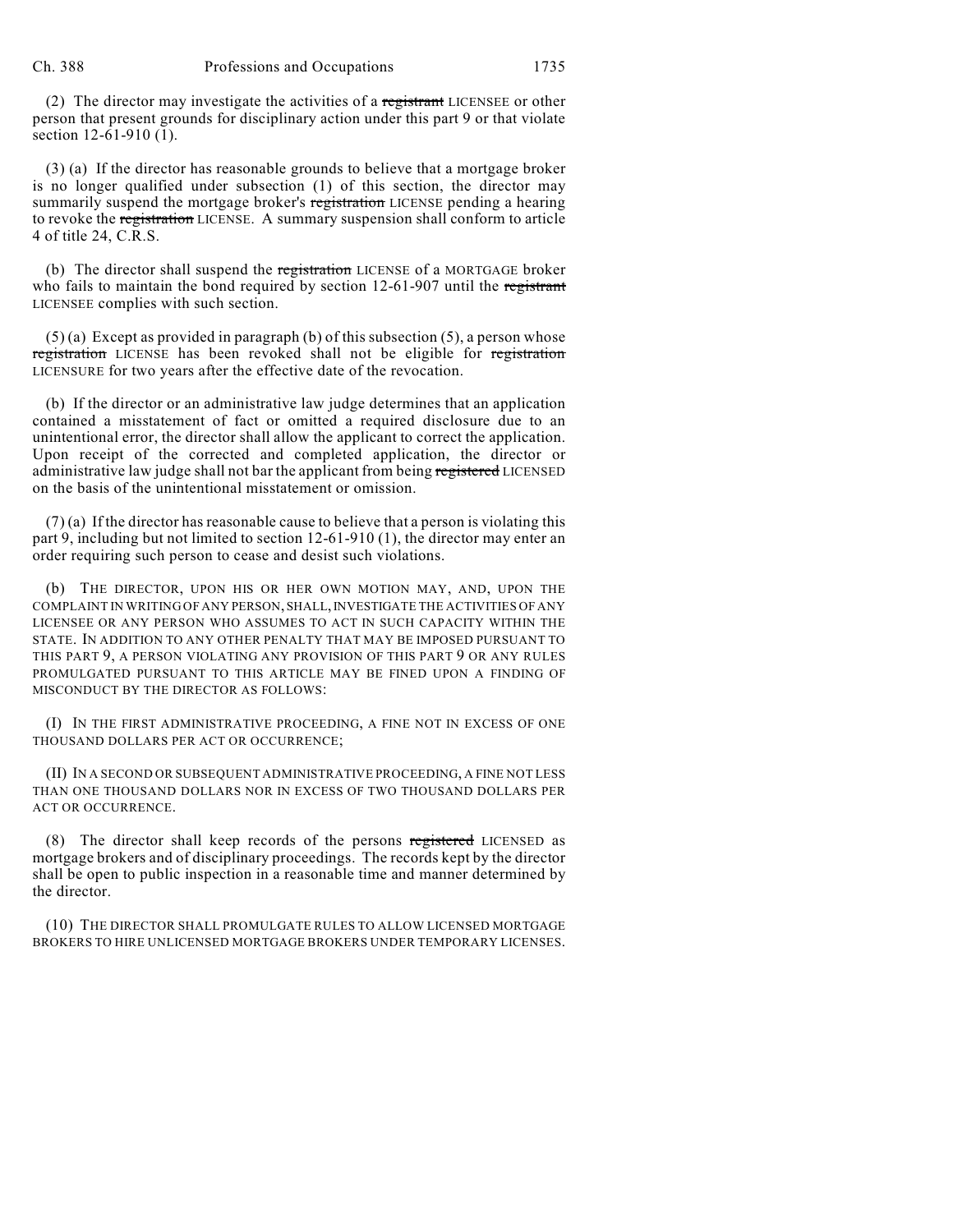(2) The director may investigate the activities of a ~~registrant~~ LICENSEE or other person that present grounds for disciplinary action under this part 9 or that violate section 12-61-910 (1).

(3) (a) If the director has reasonable grounds to believe that a mortgage broker is no longer qualified under subsection (1) of this section, the director may summarily suspend the mortgage broker's ~~registration~~ LICENSE pending a hearing to revoke the ~~registration~~ LICENSE. A summary suspension shall conform to article 4 of title 24, C.R.S.

(b) The director shall suspend the ~~registration~~ LICENSE of a MORTGAGE broker who fails to maintain the bond required by section 12-61-907 until the ~~registrant~~ LICENSEE complies with such section.

(5) (a) Except as provided in paragraph (b) of this subsection (5), a person whose ~~registration~~ LICENSE has been revoked shall not be eligible for ~~registration~~ LICENSURE for two years after the effective date of the revocation.

(b) If the director or an administrative law judge determines that an application contained a misstatement of fact or omitted a required disclosure due to an unintentional error, the director shall allow the applicant to correct the application. Upon receipt of the corrected and completed application, the director or administrative law judge shall not bar the applicant from being ~~registered~~ LICENSED on the basis of the unintentional misstatement or omission.

(7) (a) If the director has reasonable cause to believe that a person is violating this part 9, including but not limited to section 12-61-910 (1), the director may enter an order requiring such person to cease and desist such violations.

(b) THE DIRECTOR, UPON HIS OR HER OWN MOTION MAY, AND, UPON THE COMPLAINT IN WRITING OF ANY PERSON, SHALL, INVESTIGATE THE ACTIVITIES OF ANY LICENSEE OR ANY PERSON WHO ASSUMES TO ACT IN SUCH CAPACITY WITHIN THE STATE. IN ADDITION TO ANY OTHER PENALTY THAT MAY BE IMPOSED PURSUANT TO THIS PART 9, A PERSON VIOLATING ANY PROVISION OF THIS PART 9 OR ANY RULES PROMULGATED PURSUANT TO THIS ARTICLE MAY BE FINED UPON A FINDING OF MISCONDUCT BY THE DIRECTOR AS FOLLOWS:

(I) IN THE FIRST ADMINISTRATIVE PROCEEDING, A FINE NOT IN EXCESS OF ONE THOUSAND DOLLARS PER ACT OR OCCURRENCE;

(II) IN A SECOND OR SUBSEQUENT ADMINISTRATIVE PROCEEDING, A FINE NOT LESS THAN ONE THOUSAND DOLLARS NOR IN EXCESS OF TWO THOUSAND DOLLARS PER ACT OR OCCURRENCE.

(8) The director shall keep records of the persons ~~registered~~ LICENSED as mortgage brokers and of disciplinary proceedings. The records kept by the director shall be open to public inspection in a reasonable time and manner determined by the director.

(10) THE DIRECTOR SHALL PROMULGATE RULES TO ALLOW LICENSED MORTGAGE BROKERS TO HIRE UNLICENSED MORTGAGE BROKERS UNDER TEMPORARY LICENSES.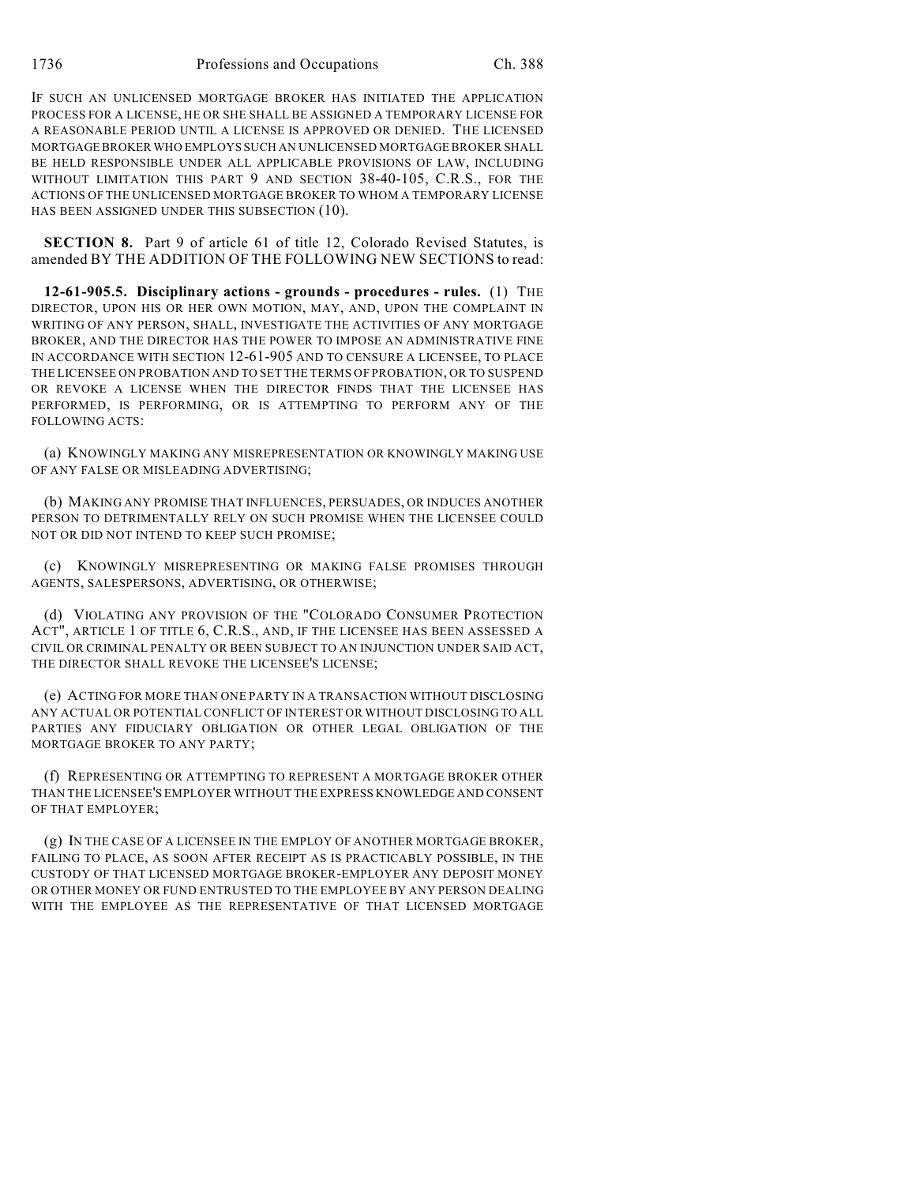IF SUCH AN UNLICENSED MORTGAGE BROKER HAS INITIATED THE APPLICATION PROCESS FOR A LICENSE, HE OR SHE SHALL BE ASSIGNED A TEMPORARY LICENSE FOR A REASONABLE PERIOD UNTIL A LICENSE IS APPROVED OR DENIED. THE LICENSED MORTGAGE BROKER WHO EMPLOYS SUCH AN UNLICENSED MORTGAGE BROKER SHALL BE HELD RESPONSIBLE UNDER ALL APPLICABLE PROVISIONS OF LAW, INCLUDING WITHOUT LIMITATION THIS PART 9 AND SECTION 38-40-105, C.R.S., FOR THE ACTIONS OF THE UNLICENSED MORTGAGE BROKER TO WHOM A TEMPORARY LICENSE HAS BEEN ASSIGNED UNDER THIS SUBSECTION (10).

**SECTION 8.** Part 9 of article 61 of title 12, Colorado Revised Statutes, is amended BY THE ADDITION OF THE FOLLOWING NEW SECTIONS to read:

**12-61-905.5. Disciplinary actions - grounds - procedures - rules.** (1) THE DIRECTOR, UPON HIS OR HER OWN MOTION, MAY, AND, UPON THE COMPLAINT IN WRITING OF ANY PERSON, SHALL, INVESTIGATE THE ACTIVITIES OF ANY MORTGAGE BROKER, AND THE DIRECTOR HAS THE POWER TO IMPOSE AN ADMINISTRATIVE FINE IN ACCORDANCE WITH SECTION 12-61-905 AND TO CENSURE A LICENSEE, TO PLACE THE LICENSEE ON PROBATION AND TO SET THE TERMS OF PROBATION, OR TO SUSPEND OR REVOKE A LICENSE WHEN THE DIRECTOR FINDS THAT THE LICENSEE HAS PERFORMED, IS PERFORMING, OR IS ATTEMPTING TO PERFORM ANY OF THE FOLLOWING ACTS:

(a) KNOWINGLY MAKING ANY MISREPRESENTATION OR KNOWINGLY MAKING USE OF ANY FALSE OR MISLEADING ADVERTISING;

(b) MAKING ANY PROMISE THAT INFLUENCES, PERSUADES, OR INDUCES ANOTHER PERSON TO DETRIMENTALLY RELY ON SUCH PROMISE WHEN THE LICENSEE COULD NOT OR DID NOT INTEND TO KEEP SUCH PROMISE;

(c) KNOWINGLY MISREPRESENTING OR MAKING FALSE PROMISES THROUGH AGENTS, SALESPERSONS, ADVERTISING, OR OTHERWISE;

(d) VIOLATING ANY PROVISION OF THE "COLORADO CONSUMER PROTECTION ACT", ARTICLE 1 OF TITLE 6, C.R.S., AND, IF THE LICENSEE HAS BEEN ASSESSED A CIVIL OR CRIMINAL PENALTY OR BEEN SUBJECT TO AN INJUNCTION UNDER SAID ACT, THE DIRECTOR SHALL REVOKE THE LICENSEE'S LICENSE;

(e) ACTING FOR MORE THAN ONE PARTY IN A TRANSACTION WITHOUT DISCLOSING ANY ACTUAL OR POTENTIAL CONFLICT OF INTEREST OR WITHOUT DISCLOSING TO ALL PARTIES ANY FIDUCIARY OBLIGATION OR OTHER LEGAL OBLIGATION OF THE MORTGAGE BROKER TO ANY PARTY;

(f) REPRESENTING OR ATTEMPTING TO REPRESENT A MORTGAGE BROKER OTHER THAN THE LICENSEE'S EMPLOYER WITHOUT THE EXPRESS KNOWLEDGE AND CONSENT OF THAT EMPLOYER;

(g) IN THE CASE OF A LICENSEE IN THE EMPLOY OF ANOTHER MORTGAGE BROKER, FAILING TO PLACE, AS SOON AFTER RECEIPT AS IS PRACTICABLY POSSIBLE, IN THE CUSTODY OF THAT LICENSED MORTGAGE BROKER-EMPLOYER ANY DEPOSIT MONEY OR OTHER MONEY OR FUND ENTRUSTED TO THE EMPLOYEE BY ANY PERSON DEALING WITH THE EMPLOYEE AS THE REPRESENTATIVE OF THAT LICENSED MORTGAGE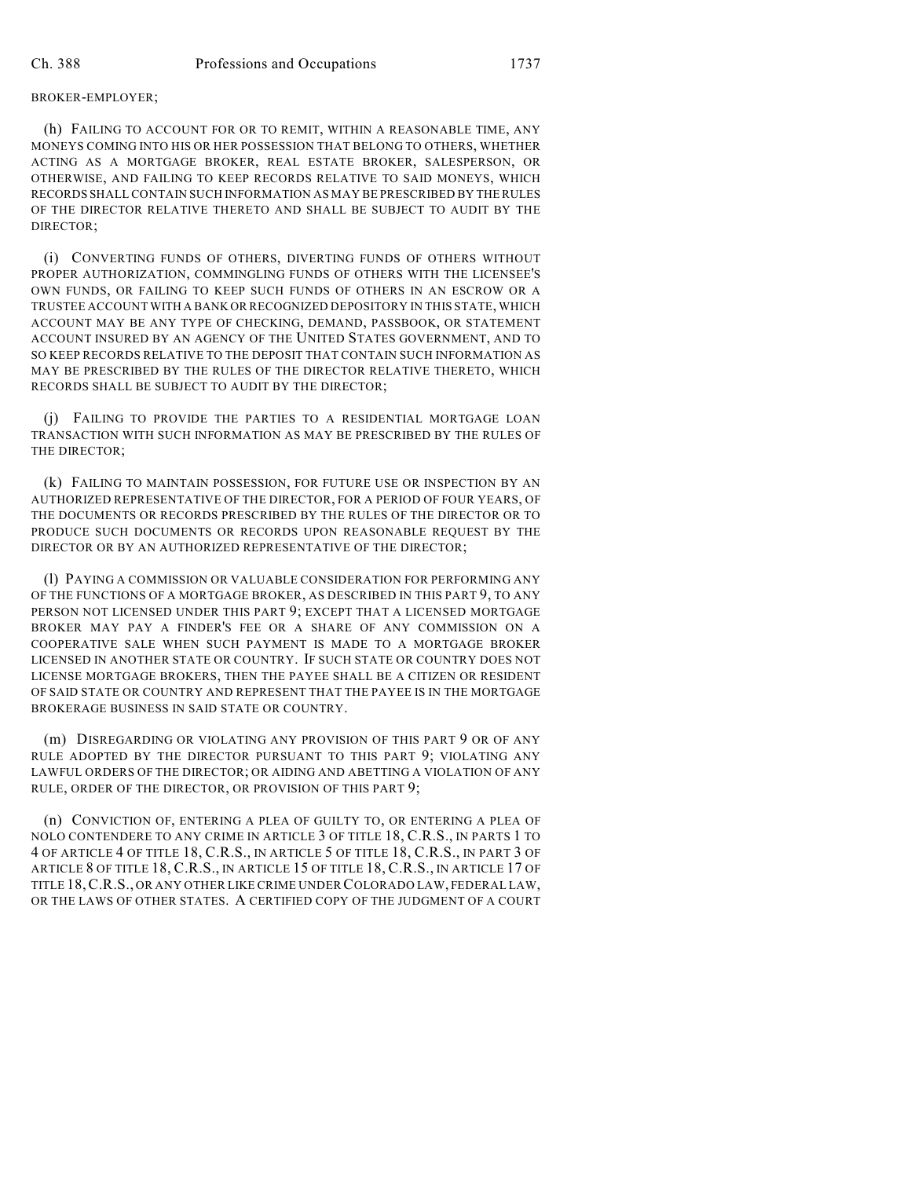BROKER-EMPLOYER;

(h) FAILING TO ACCOUNT FOR OR TO REMIT, WITHIN A REASONABLE TIME, ANY MONEYS COMING INTO HIS OR HER POSSESSION THAT BELONG TO OTHERS, WHETHER ACTING AS A MORTGAGE BROKER, REAL ESTATE BROKER, SALESPERSON, OR OTHERWISE, AND FAILING TO KEEP RECORDS RELATIVE TO SAID MONEYS, WHICH RECORDS SHALL CONTAIN SUCH INFORMATION AS MAY BE PRESCRIBED BY THE RULES OF THE DIRECTOR RELATIVE THERETO AND SHALL BE SUBJECT TO AUDIT BY THE DIRECTOR;

(i) CONVERTING FUNDS OF OTHERS, DIVERTING FUNDS OF OTHERS WITHOUT PROPER AUTHORIZATION, COMMINGLING FUNDS OF OTHERS WITH THE LICENSEE'S OWN FUNDS, OR FAILING TO KEEP SUCH FUNDS OF OTHERS IN AN ESCROW OR A TRUSTEE ACCOUNT WITH A BANK OR RECOGNIZED DEPOSITORY IN THIS STATE, WHICH ACCOUNT MAY BE ANY TYPE OF CHECKING, DEMAND, PASSBOOK, OR STATEMENT ACCOUNT INSURED BY AN AGENCY OF THE UNITED STATES GOVERNMENT, AND TO SO KEEP RECORDS RELATIVE TO THE DEPOSIT THAT CONTAIN SUCH INFORMATION AS MAY BE PRESCRIBED BY THE RULES OF THE DIRECTOR RELATIVE THERETO, WHICH RECORDS SHALL BE SUBJECT TO AUDIT BY THE DIRECTOR;

(j) FAILING TO PROVIDE THE PARTIES TO A RESIDENTIAL MORTGAGE LOAN TRANSACTION WITH SUCH INFORMATION AS MAY BE PRESCRIBED BY THE RULES OF THE DIRECTOR;

(k) FAILING TO MAINTAIN POSSESSION, FOR FUTURE USE OR INSPECTION BY AN AUTHORIZED REPRESENTATIVE OF THE DIRECTOR, FOR A PERIOD OF FOUR YEARS, OF THE DOCUMENTS OR RECORDS PRESCRIBED BY THE RULES OF THE DIRECTOR OR TO PRODUCE SUCH DOCUMENTS OR RECORDS UPON REASONABLE REQUEST BY THE DIRECTOR OR BY AN AUTHORIZED REPRESENTATIVE OF THE DIRECTOR;

(l) PAYING A COMMISSION OR VALUABLE CONSIDERATION FOR PERFORMING ANY OF THE FUNCTIONS OF A MORTGAGE BROKER, AS DESCRIBED IN THIS PART 9, TO ANY PERSON NOT LICENSED UNDER THIS PART 9; EXCEPT THAT A LICENSED MORTGAGE BROKER MAY PAY A FINDER'S FEE OR A SHARE OF ANY COMMISSION ON A COOPERATIVE SALE WHEN SUCH PAYMENT IS MADE TO A MORTGAGE BROKER LICENSED IN ANOTHER STATE OR COUNTRY. IF SUCH STATE OR COUNTRY DOES NOT LICENSE MORTGAGE BROKERS, THEN THE PAYEE SHALL BE A CITIZEN OR RESIDENT OF SAID STATE OR COUNTRY AND REPRESENT THAT THE PAYEE IS IN THE MORTGAGE BROKERAGE BUSINESS IN SAID STATE OR COUNTRY.

(m) DISREGARDING OR VIOLATING ANY PROVISION OF THIS PART 9 OR OF ANY RULE ADOPTED BY THE DIRECTOR PURSUANT TO THIS PART 9; VIOLATING ANY LAWFUL ORDERS OF THE DIRECTOR; OR AIDING AND ABETTING A VIOLATION OF ANY RULE, ORDER OF THE DIRECTOR, OR PROVISION OF THIS PART 9;

(n) CONVICTION OF, ENTERING A PLEA OF GUILTY TO, OR ENTERING A PLEA OF NOLO CONTENDERE TO ANY CRIME IN ARTICLE 3 OF TITLE 18, C.R.S., IN PARTS 1 TO 4 OF ARTICLE 4 OF TITLE 18, C.R.S., IN ARTICLE 5 OF TITLE 18, C.R.S., IN PART 3 OF ARTICLE 8 OF TITLE 18, C.R.S., IN ARTICLE 15 OF TITLE 18, C.R.S., IN ARTICLE 17 OF TITLE 18, C.R.S., OR ANY OTHER LIKE CRIME UNDER COLORADO LAW, FEDERAL LAW, OR THE LAWS OF OTHER STATES. A CERTIFIED COPY OF THE JUDGMENT OF A COURT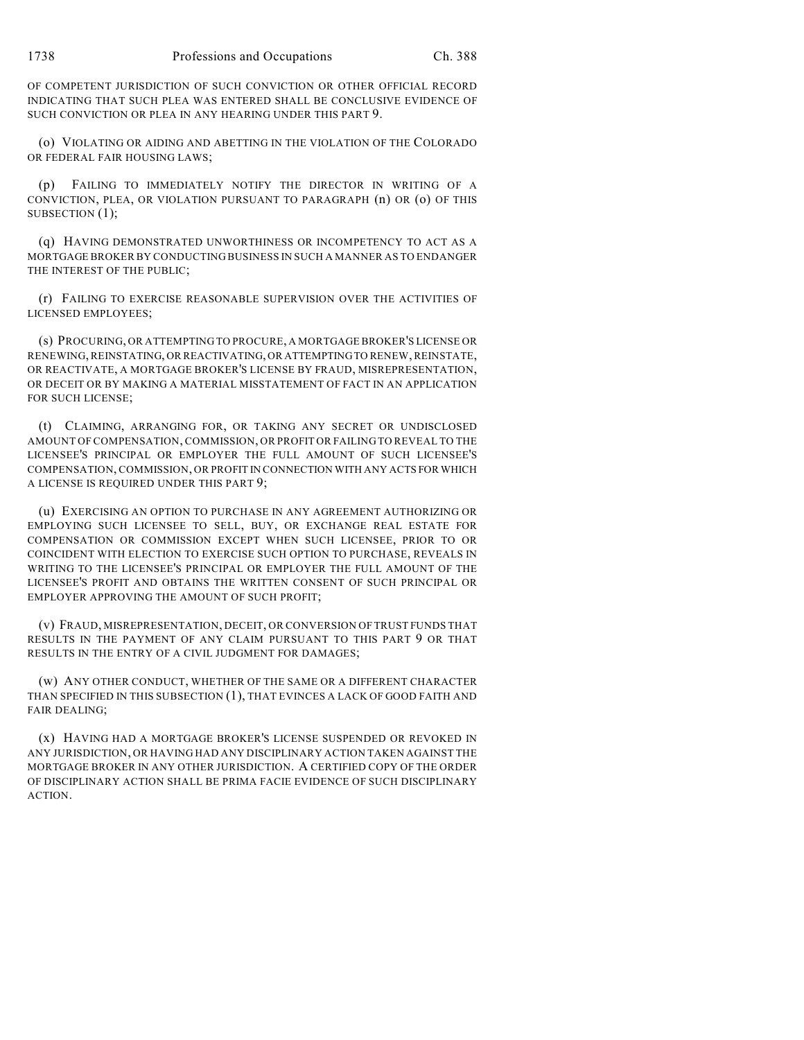OF COMPETENT JURISDICTION OF SUCH CONVICTION OR OTHER OFFICIAL RECORD INDICATING THAT SUCH PLEA WAS ENTERED SHALL BE CONCLUSIVE EVIDENCE OF SUCH CONVICTION OR PLEA IN ANY HEARING UNDER THIS PART 9.

(o) VIOLATING OR AIDING AND ABETTING IN THE VIOLATION OF THE COLORADO OR FEDERAL FAIR HOUSING LAWS;

(p) FAILING TO IMMEDIATELY NOTIFY THE DIRECTOR IN WRITING OF A CONVICTION, PLEA, OR VIOLATION PURSUANT TO PARAGRAPH (n) OR (o) OF THIS SUBSECTION (1);

(q) HAVING DEMONSTRATED UNWORTHINESS OR INCOMPETENCY TO ACT AS A MORTGAGE BROKER BY CONDUCTING BUSINESS IN SUCH A MANNER AS TO ENDANGER THE INTEREST OF THE PUBLIC;

(r) FAILING TO EXERCISE REASONABLE SUPERVISION OVER THE ACTIVITIES OF LICENSED EMPLOYEES;

(s) PROCURING, OR ATTEMPTING TO PROCURE, A MORTGAGE BROKER'S LICENSE OR RENEWING, REINSTATING, OR REACTIVATING, OR ATTEMPTING TO RENEW, REINSTATE, OR REACTIVATE, A MORTGAGE BROKER'S LICENSE BY FRAUD, MISREPRESENTATION, OR DECEIT OR BY MAKING A MATERIAL MISSTATEMENT OF FACT IN AN APPLICATION FOR SUCH LICENSE;

(t) CLAIMING, ARRANGING FOR, OR TAKING ANY SECRET OR UNDISCLOSED AMOUNT OF COMPENSATION, COMMISSION, OR PROFIT OR FAILING TO REVEAL TO THE LICENSEE'S PRINCIPAL OR EMPLOYER THE FULL AMOUNT OF SUCH LICENSEE'S COMPENSATION, COMMISSION, OR PROFIT IN CONNECTION WITH ANY ACTS FOR WHICH A LICENSE IS REQUIRED UNDER THIS PART 9;

(u) EXERCISING AN OPTION TO PURCHASE IN ANY AGREEMENT AUTHORIZING OR EMPLOYING SUCH LICENSEE TO SELL, BUY, OR EXCHANGE REAL ESTATE FOR COMPENSATION OR COMMISSION EXCEPT WHEN SUCH LICENSEE, PRIOR TO OR COINCIDENT WITH ELECTION TO EXERCISE SUCH OPTION TO PURCHASE, REVEALS IN WRITING TO THE LICENSEE'S PRINCIPAL OR EMPLOYER THE FULL AMOUNT OF THE LICENSEE'S PROFIT AND OBTAINS THE WRITTEN CONSENT OF SUCH PRINCIPAL OR EMPLOYER APPROVING THE AMOUNT OF SUCH PROFIT;

(v) FRAUD, MISREPRESENTATION, DECEIT, OR CONVERSION OF TRUST FUNDS THAT RESULTS IN THE PAYMENT OF ANY CLAIM PURSUANT TO THIS PART 9 OR THAT RESULTS IN THE ENTRY OF A CIVIL JUDGMENT FOR DAMAGES;

(w) ANY OTHER CONDUCT, WHETHER OF THE SAME OR A DIFFERENT CHARACTER THAN SPECIFIED IN THIS SUBSECTION (1), THAT EVINCES A LACK OF GOOD FAITH AND FAIR DEALING;

(x) HAVING HAD A MORTGAGE BROKER'S LICENSE SUSPENDED OR REVOKED IN ANY JURISDICTION, OR HAVING HAD ANY DISCIPLINARY ACTION TAKEN AGAINST THE MORTGAGE BROKER IN ANY OTHER JURISDICTION. A CERTIFIED COPY OF THE ORDER OF DISCIPLINARY ACTION SHALL BE PRIMA FACIE EVIDENCE OF SUCH DISCIPLINARY ACTION.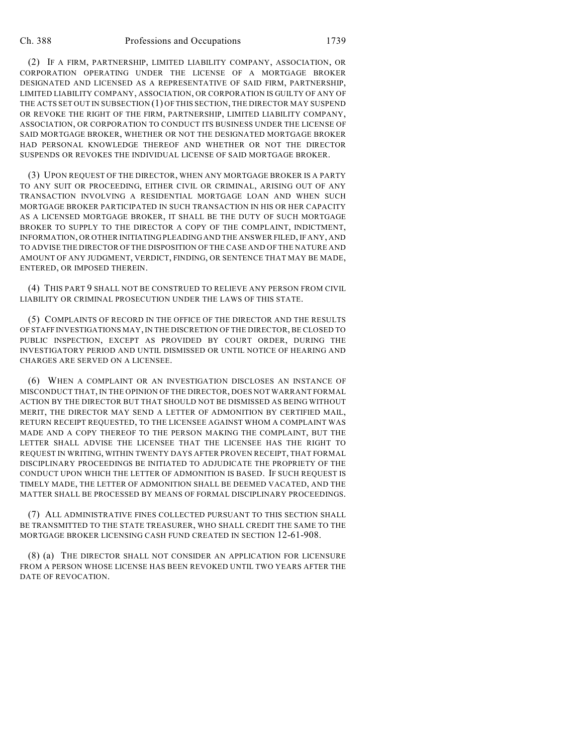(2) IF A FIRM, PARTNERSHIP, LIMITED LIABILITY COMPANY, ASSOCIATION, OR CORPORATION OPERATING UNDER THE LICENSE OF A MORTGAGE BROKER DESIGNATED AND LICENSED AS A REPRESENTATIVE OF SAID FIRM, PARTNERSHIP, LIMITED LIABILITY COMPANY, ASSOCIATION, OR CORPORATION IS GUILTY OF ANY OF THE ACTS SET OUT IN SUBSECTION (1) OF THIS SECTION, THE DIRECTOR MAY SUSPEND OR REVOKE THE RIGHT OF THE FIRM, PARTNERSHIP, LIMITED LIABILITY COMPANY, ASSOCIATION, OR CORPORATION TO CONDUCT ITS BUSINESS UNDER THE LICENSE OF SAID MORTGAGE BROKER, WHETHER OR NOT THE DESIGNATED MORTGAGE BROKER HAD PERSONAL KNOWLEDGE THEREOF AND WHETHER OR NOT THE DIRECTOR SUSPENDS OR REVOKES THE INDIVIDUAL LICENSE OF SAID MORTGAGE BROKER.

(3) UPON REQUEST OF THE DIRECTOR, WHEN ANY MORTGAGE BROKER IS A PARTY TO ANY SUIT OR PROCEEDING, EITHER CIVIL OR CRIMINAL, ARISING OUT OF ANY TRANSACTION INVOLVING A RESIDENTIAL MORTGAGE LOAN AND WHEN SUCH MORTGAGE BROKER PARTICIPATED IN SUCH TRANSACTION IN HIS OR HER CAPACITY AS A LICENSED MORTGAGE BROKER, IT SHALL BE THE DUTY OF SUCH MORTGAGE BROKER TO SUPPLY TO THE DIRECTOR A COPY OF THE COMPLAINT, INDICTMENT, INFORMATION, OR OTHER INITIATING PLEADING AND THE ANSWER FILED, IF ANY, AND TO ADVISE THE DIRECTOR OF THE DISPOSITION OF THE CASE AND OF THE NATURE AND AMOUNT OF ANY JUDGMENT, VERDICT, FINDING, OR SENTENCE THAT MAY BE MADE, ENTERED, OR IMPOSED THEREIN.

(4) THIS PART 9 SHALL NOT BE CONSTRUED TO RELIEVE ANY PERSON FROM CIVIL LIABILITY OR CRIMINAL PROSECUTION UNDER THE LAWS OF THIS STATE.

(5) COMPLAINTS OF RECORD IN THE OFFICE OF THE DIRECTOR AND THE RESULTS OF STAFF INVESTIGATIONS MAY, IN THE DISCRETION OF THE DIRECTOR, BE CLOSED TO PUBLIC INSPECTION, EXCEPT AS PROVIDED BY COURT ORDER, DURING THE INVESTIGATORY PERIOD AND UNTIL DISMISSED OR UNTIL NOTICE OF HEARING AND CHARGES ARE SERVED ON A LICENSEE.

(6) WHEN A COMPLAINT OR AN INVESTIGATION DISCLOSES AN INSTANCE OF MISCONDUCT THAT, IN THE OPINION OF THE DIRECTOR, DOES NOT WARRANT FORMAL ACTION BY THE DIRECTOR BUT THAT SHOULD NOT BE DISMISSED AS BEING WITHOUT MERIT, THE DIRECTOR MAY SEND A LETTER OF ADMONITION BY CERTIFIED MAIL, RETURN RECEIPT REQUESTED, TO THE LICENSEE AGAINST WHOM A COMPLAINT WAS MADE AND A COPY THEREOF TO THE PERSON MAKING THE COMPLAINT, BUT THE LETTER SHALL ADVISE THE LICENSEE THAT THE LICENSEE HAS THE RIGHT TO REQUEST IN WRITING, WITHIN TWENTY DAYS AFTER PROVEN RECEIPT, THAT FORMAL DISCIPLINARY PROCEEDINGS BE INITIATED TO ADJUDICATE THE PROPRIETY OF THE CONDUCT UPON WHICH THE LETTER OF ADMONITION IS BASED. IF SUCH REQUEST IS TIMELY MADE, THE LETTER OF ADMONITION SHALL BE DEEMED VACATED, AND THE MATTER SHALL BE PROCESSED BY MEANS OF FORMAL DISCIPLINARY PROCEEDINGS.

(7) ALL ADMINISTRATIVE FINES COLLECTED PURSUANT TO THIS SECTION SHALL BE TRANSMITTED TO THE STATE TREASURER, WHO SHALL CREDIT THE SAME TO THE MORTGAGE BROKER LICENSING CASH FUND CREATED IN SECTION 12-61-908.

(8) (a) THE DIRECTOR SHALL NOT CONSIDER AN APPLICATION FOR LICENSURE FROM A PERSON WHOSE LICENSE HAS BEEN REVOKED UNTIL TWO YEARS AFTER THE DATE OF REVOCATION.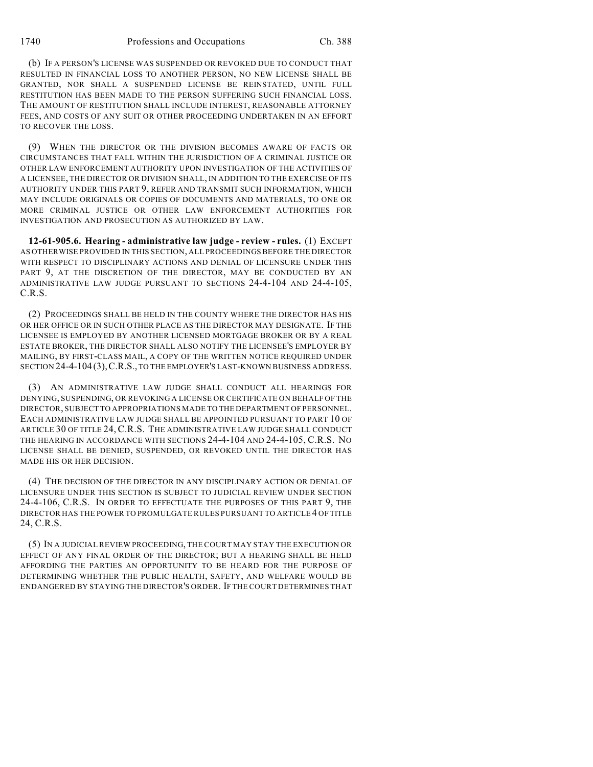(b) IF A PERSON'S LICENSE WAS SUSPENDED OR REVOKED DUE TO CONDUCT THAT RESULTED IN FINANCIAL LOSS TO ANOTHER PERSON, NO NEW LICENSE SHALL BE GRANTED, NOR SHALL A SUSPENDED LICENSE BE REINSTATED, UNTIL FULL RESTITUTION HAS BEEN MADE TO THE PERSON SUFFERING SUCH FINANCIAL LOSS. THE AMOUNT OF RESTITUTION SHALL INCLUDE INTEREST, REASONABLE ATTORNEY FEES, AND COSTS OF ANY SUIT OR OTHER PROCEEDING UNDERTAKEN IN AN EFFORT TO RECOVER THE LOSS.

(9) WHEN THE DIRECTOR OR THE DIVISION BECOMES AWARE OF FACTS OR CIRCUMSTANCES THAT FALL WITHIN THE JURISDICTION OF A CRIMINAL JUSTICE OR OTHER LAW ENFORCEMENT AUTHORITY UPON INVESTIGATION OF THE ACTIVITIES OF A LICENSEE, THE DIRECTOR OR DIVISION SHALL, IN ADDITION TO THE EXERCISE OF ITS AUTHORITY UNDER THIS PART 9, REFER AND TRANSMIT SUCH INFORMATION, WHICH MAY INCLUDE ORIGINALS OR COPIES OF DOCUMENTS AND MATERIALS, TO ONE OR MORE CRIMINAL JUSTICE OR OTHER LAW ENFORCEMENT AUTHORITIES FOR INVESTIGATION AND PROSECUTION AS AUTHORIZED BY LAW.

**12-61-905.6. Hearing - administrative law judge - review - rules.** (1) EXCEPT AS OTHERWISE PROVIDED IN THIS SECTION, ALL PROCEEDINGS BEFORE THE DIRECTOR WITH RESPECT TO DISCIPLINARY ACTIONS AND DENIAL OF LICENSURE UNDER THIS PART 9, AT THE DISCRETION OF THE DIRECTOR, MAY BE CONDUCTED BY AN ADMINISTRATIVE LAW JUDGE PURSUANT TO SECTIONS 24-4-104 AND 24-4-105, C.R.S.

(2) PROCEEDINGS SHALL BE HELD IN THE COUNTY WHERE THE DIRECTOR HAS HIS OR HER OFFICE OR IN SUCH OTHER PLACE AS THE DIRECTOR MAY DESIGNATE. IF THE LICENSEE IS EMPLOYED BY ANOTHER LICENSED MORTGAGE BROKER OR BY A REAL ESTATE BROKER, THE DIRECTOR SHALL ALSO NOTIFY THE LICENSEE'S EMPLOYER BY MAILING, BY FIRST-CLASS MAIL, A COPY OF THE WRITTEN NOTICE REQUIRED UNDER SECTION 24-4-104 (3), C.R.S., TO THE EMPLOYER'S LAST-KNOWN BUSINESS ADDRESS.

(3) AN ADMINISTRATIVE LAW JUDGE SHALL CONDUCT ALL HEARINGS FOR DENYING, SUSPENDING, OR REVOKING A LICENSE OR CERTIFICATE ON BEHALF OF THE DIRECTOR, SUBJECT TO APPROPRIATIONS MADE TO THE DEPARTMENT OF PERSONNEL. EACH ADMINISTRATIVE LAW JUDGE SHALL BE APPOINTED PURSUANT TO PART 10 OF ARTICLE 30 OF TITLE 24, C.R.S. THE ADMINISTRATIVE LAW JUDGE SHALL CONDUCT THE HEARING IN ACCORDANCE WITH SECTIONS 24-4-104 AND 24-4-105, C.R.S. NO LICENSE SHALL BE DENIED, SUSPENDED, OR REVOKED UNTIL THE DIRECTOR HAS MADE HIS OR HER DECISION.

(4) THE DECISION OF THE DIRECTOR IN ANY DISCIPLINARY ACTION OR DENIAL OF LICENSURE UNDER THIS SECTION IS SUBJECT TO JUDICIAL REVIEW UNDER SECTION 24-4-106, C.R.S. IN ORDER TO EFFECTUATE THE PURPOSES OF THIS PART 9, THE DIRECTOR HAS THE POWER TO PROMULGATE RULES PURSUANT TO ARTICLE 4 OF TITLE 24, C.R.S.

(5) IN A JUDICIAL REVIEW PROCEEDING, THE COURT MAY STAY THE EXECUTION OR EFFECT OF ANY FINAL ORDER OF THE DIRECTOR; BUT A HEARING SHALL BE HELD AFFORDING THE PARTIES AN OPPORTUNITY TO BE HEARD FOR THE PURPOSE OF DETERMINING WHETHER THE PUBLIC HEALTH, SAFETY, AND WELFARE WOULD BE ENDANGERED BY STAYING THE DIRECTOR'S ORDER. IF THE COURT DETERMINES THAT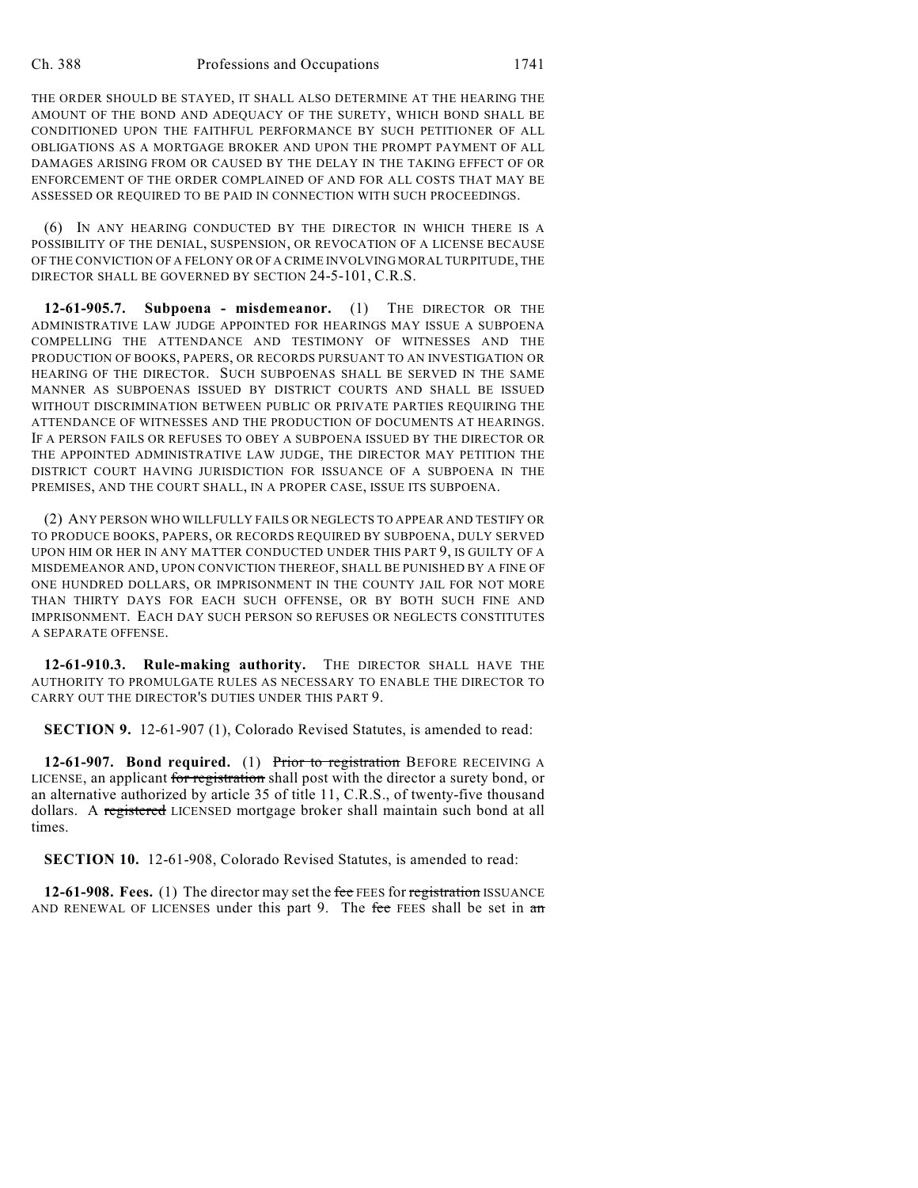THE ORDER SHOULD BE STAYED, IT SHALL ALSO DETERMINE AT THE HEARING THE AMOUNT OF THE BOND AND ADEQUACY OF THE SURETY, WHICH BOND SHALL BE CONDITIONED UPON THE FAITHFUL PERFORMANCE BY SUCH PETITIONER OF ALL OBLIGATIONS AS A MORTGAGE BROKER AND UPON THE PROMPT PAYMENT OF ALL DAMAGES ARISING FROM OR CAUSED BY THE DELAY IN THE TAKING EFFECT OF OR ENFORCEMENT OF THE ORDER COMPLAINED OF AND FOR ALL COSTS THAT MAY BE ASSESSED OR REQUIRED TO BE PAID IN CONNECTION WITH SUCH PROCEEDINGS.

(6) IN ANY HEARING CONDUCTED BY THE DIRECTOR IN WHICH THERE IS A POSSIBILITY OF THE DENIAL, SUSPENSION, OR REVOCATION OF A LICENSE BECAUSE OF THE CONVICTION OF A FELONY OR OF A CRIME INVOLVING MORAL TURPITUDE, THE DIRECTOR SHALL BE GOVERNED BY SECTION 24-5-101, C.R.S.

**12-61-905.7. Subpoena - misdemeanor.** (1) THE DIRECTOR OR THE ADMINISTRATIVE LAW JUDGE APPOINTED FOR HEARINGS MAY ISSUE A SUBPOENA COMPELLING THE ATTENDANCE AND TESTIMONY OF WITNESSES AND THE PRODUCTION OF BOOKS, PAPERS, OR RECORDS PURSUANT TO AN INVESTIGATION OR HEARING OF THE DIRECTOR. SUCH SUBPOENAS SHALL BE SERVED IN THE SAME MANNER AS SUBPOENAS ISSUED BY DISTRICT COURTS AND SHALL BE ISSUED WITHOUT DISCRIMINATION BETWEEN PUBLIC OR PRIVATE PARTIES REQUIRING THE ATTENDANCE OF WITNESSES AND THE PRODUCTION OF DOCUMENTS AT HEARINGS. IF A PERSON FAILS OR REFUSES TO OBEY A SUBPOENA ISSUED BY THE DIRECTOR OR THE APPOINTED ADMINISTRATIVE LAW JUDGE, THE DIRECTOR MAY PETITION THE DISTRICT COURT HAVING JURISDICTION FOR ISSUANCE OF A SUBPOENA IN THE PREMISES, AND THE COURT SHALL, IN A PROPER CASE, ISSUE ITS SUBPOENA.

(2) ANY PERSON WHO WILLFULLY FAILS OR NEGLECTS TO APPEAR AND TESTIFY OR TO PRODUCE BOOKS, PAPERS, OR RECORDS REQUIRED BY SUBPOENA, DULY SERVED UPON HIM OR HER IN ANY MATTER CONDUCTED UNDER THIS PART 9, IS GUILTY OF A MISDEMEANOR AND, UPON CONVICTION THEREOF, SHALL BE PUNISHED BY A FINE OF ONE HUNDRED DOLLARS, OR IMPRISONMENT IN THE COUNTY JAIL FOR NOT MORE THAN THIRTY DAYS FOR EACH SUCH OFFENSE, OR BY BOTH SUCH FINE AND IMPRISONMENT. EACH DAY SUCH PERSON SO REFUSES OR NEGLECTS CONSTITUTES A SEPARATE OFFENSE.

**12-61-910.3. Rule-making authority.** THE DIRECTOR SHALL HAVE THE AUTHORITY TO PROMULGATE RULES AS NECESSARY TO ENABLE THE DIRECTOR TO CARRY OUT THE DIRECTOR'S DUTIES UNDER THIS PART 9.

**SECTION 9.** 12-61-907 (1), Colorado Revised Statutes, is amended to read:

**12-61-907. Bond required.** (1) ~~Prior to registration~~ BEFORE RECEIVING A LICENSE, an applicant ~~for registration~~ shall post with the director a surety bond, or an alternative authorized by article 35 of title 11, C.R.S., of twenty-five thousand dollars. A ~~registered~~ LICENSED mortgage broker shall maintain such bond at all times.

**SECTION 10.** 12-61-908, Colorado Revised Statutes, is amended to read:

**12-61-908. Fees.** (1) The director may set the ~~fee~~ FEES for ~~registration~~ ISSUANCE AND RENEWAL OF LICENSES under this part 9. The ~~fee~~ FEES shall be set in ~~an~~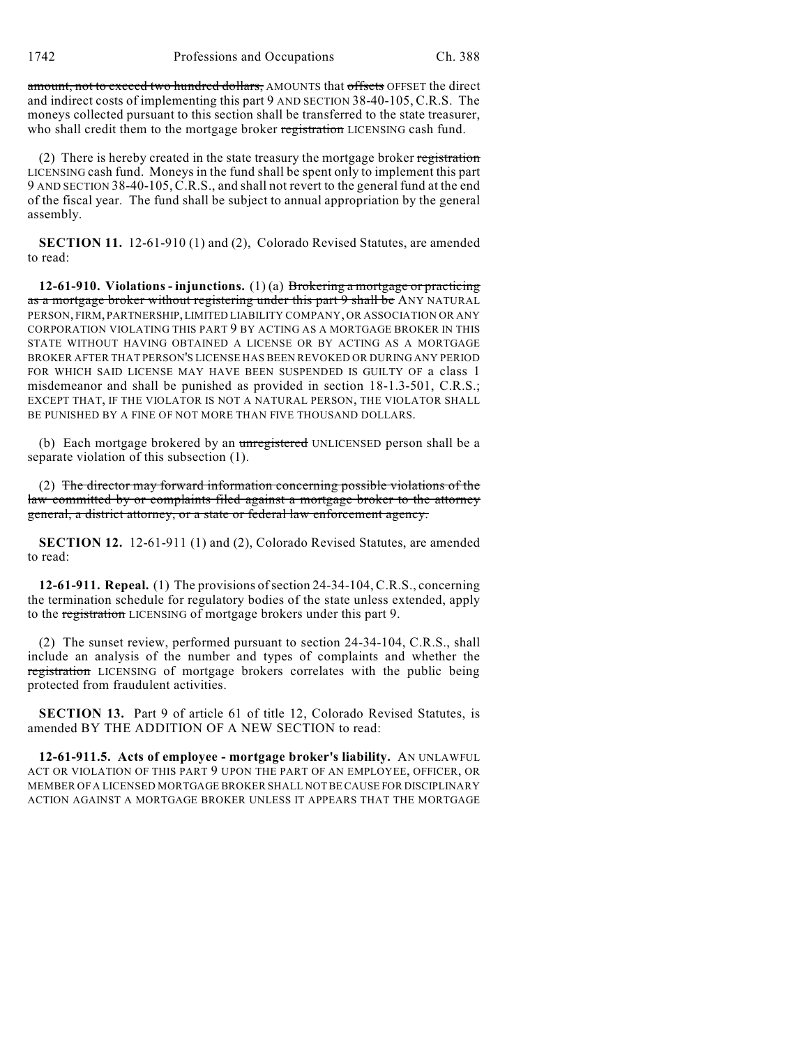~~amount, not to exceed two hundred dollars,~~ AMOUNTS that ~~offsets~~ OFFSET the direct and indirect costs of implementing this part 9 AND SECTION 38-40-105, C.R.S. The moneys collected pursuant to this section shall be transferred to the state treasurer, who shall credit them to the mortgage broker ~~registration~~ LICENSING cash fund.

(2) There is hereby created in the state treasury the mortgage broker ~~registration~~ LICENSING cash fund. Moneys in the fund shall be spent only to implement this part 9 AND SECTION 38-40-105, C.R.S., and shall not revert to the general fund at the end of the fiscal year. The fund shall be subject to annual appropriation by the general assembly.

**SECTION 11.** 12-61-910 (1) and (2), Colorado Revised Statutes, are amended to read:

**12-61-910. Violations - injunctions.** (1) (a) ~~Brokering a mortgage or practicing as a mortgage broker without registering under this part 9 shall be~~ ANY NATURAL PERSON, FIRM, PARTNERSHIP, LIMITED LIABILITY COMPANY, OR ASSOCIATION OR ANY CORPORATION VIOLATING THIS PART 9 BY ACTING AS A MORTGAGE BROKER IN THIS STATE WITHOUT HAVING OBTAINED A LICENSE OR BY ACTING AS A MORTGAGE BROKER AFTER THAT PERSON'S LICENSE HAS BEEN REVOKED OR DURING ANY PERIOD FOR WHICH SAID LICENSE MAY HAVE BEEN SUSPENDED IS GUILTY OF a class 1 misdemeanor and shall be punished as provided in section 18-1.3-501, C.R.S.; EXCEPT THAT, IF THE VIOLATOR IS NOT A NATURAL PERSON, THE VIOLATOR SHALL BE PUNISHED BY A FINE OF NOT MORE THAN FIVE THOUSAND DOLLARS.

(b) Each mortgage brokered by an ~~unregistered~~ UNLICENSED person shall be a separate violation of this subsection (1).

(2) ~~The director may forward information concerning possible violations of the law committed by or complaints filed against a mortgage broker to the attorney general, a district attorney, or a state or federal law enforcement agency.~~

**SECTION 12.** 12-61-911 (1) and (2), Colorado Revised Statutes, are amended to read:

**12-61-911. Repeal.** (1) The provisions of section 24-34-104, C.R.S., concerning the termination schedule for regulatory bodies of the state unless extended, apply to the ~~registration~~ LICENSING of mortgage brokers under this part 9.

(2) The sunset review, performed pursuant to section 24-34-104, C.R.S., shall include an analysis of the number and types of complaints and whether the ~~registration~~ LICENSING of mortgage brokers correlates with the public being protected from fraudulent activities.

**SECTION 13.** Part 9 of article 61 of title 12, Colorado Revised Statutes, is amended BY THE ADDITION OF A NEW SECTION to read:

**12-61-911.5. Acts of employee - mortgage broker's liability.** AN UNLAWFUL ACT OR VIOLATION OF THIS PART 9 UPON THE PART OF AN EMPLOYEE, OFFICER, OR MEMBER OF A LICENSED MORTGAGE BROKER SHALL NOT BE CAUSE FOR DISCIPLINARY ACTION AGAINST A MORTGAGE BROKER UNLESS IT APPEARS THAT THE MORTGAGE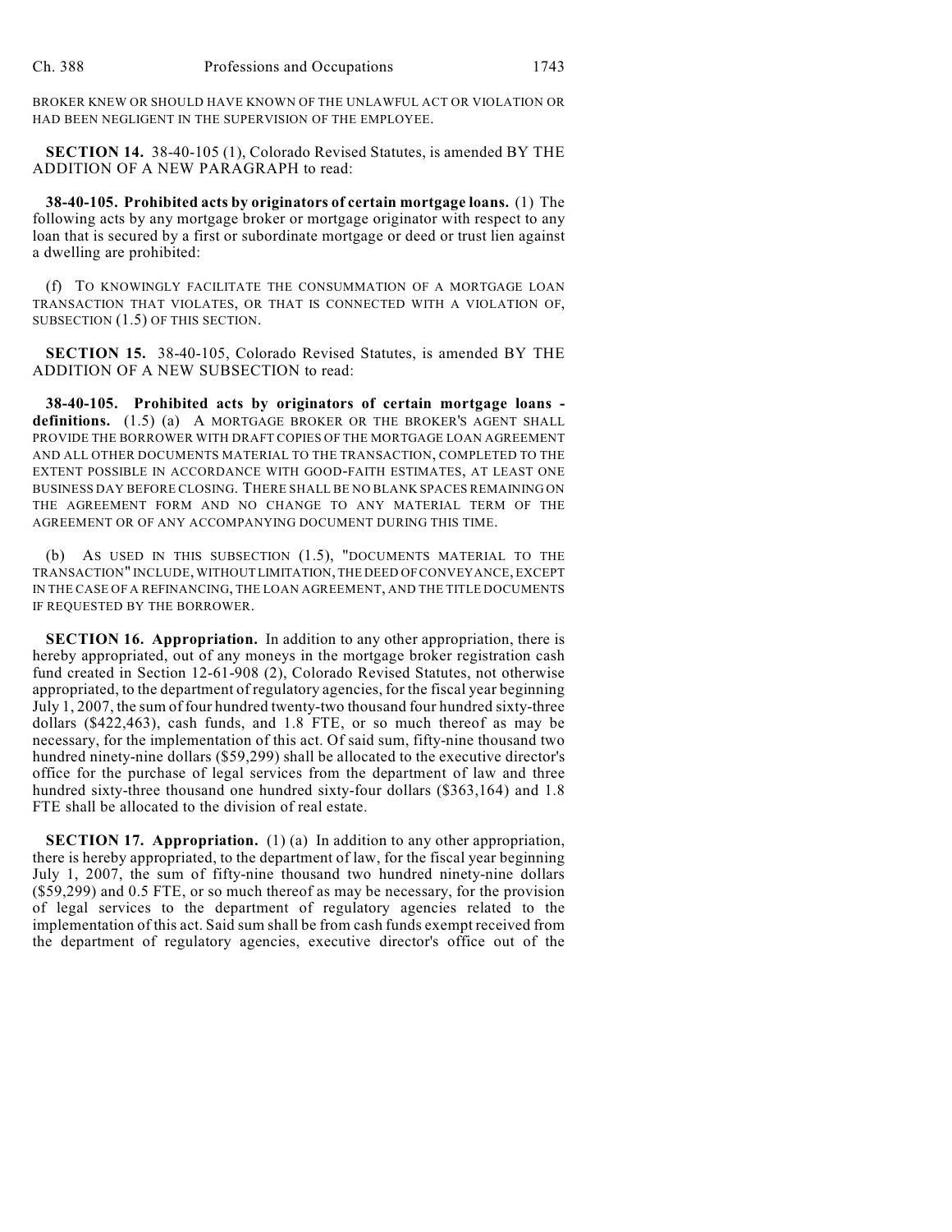BROKER KNEW OR SHOULD HAVE KNOWN OF THE UNLAWFUL ACT OR VIOLATION OR HAD BEEN NEGLIGENT IN THE SUPERVISION OF THE EMPLOYEE.

**SECTION 14.** 38-40-105 (1), Colorado Revised Statutes, is amended BY THE ADDITION OF A NEW PARAGRAPH to read:

**38-40-105. Prohibited acts by originators of certain mortgage loans.** (1) The following acts by any mortgage broker or mortgage originator with respect to any loan that is secured by a first or subordinate mortgage or deed or trust lien against a dwelling are prohibited:

(f) TO KNOWINGLY FACILITATE THE CONSUMMATION OF A MORTGAGE LOAN TRANSACTION THAT VIOLATES, OR THAT IS CONNECTED WITH A VIOLATION OF, SUBSECTION (1.5) OF THIS SECTION.

**SECTION 15.** 38-40-105, Colorado Revised Statutes, is amended BY THE ADDITION OF A NEW SUBSECTION to read:

**38-40-105. Prohibited acts by originators of certain mortgage loans - definitions.** (1.5) (a) A MORTGAGE BROKER OR THE BROKER'S AGENT SHALL PROVIDE THE BORROWER WITH DRAFT COPIES OF THE MORTGAGE LOAN AGREEMENT AND ALL OTHER DOCUMENTS MATERIAL TO THE TRANSACTION, COMPLETED TO THE EXTENT POSSIBLE IN ACCORDANCE WITH GOOD-FAITH ESTIMATES, AT LEAST ONE BUSINESS DAY BEFORE CLOSING. THERE SHALL BE NO BLANK SPACES REMAINING ON THE AGREEMENT FORM AND NO CHANGE TO ANY MATERIAL TERM OF THE AGREEMENT OR OF ANY ACCOMPANYING DOCUMENT DURING THIS TIME.

(b) AS USED IN THIS SUBSECTION (1.5), "DOCUMENTS MATERIAL TO THE TRANSACTION" INCLUDE, WITHOUT LIMITATION, THE DEED OF CONVEYANCE, EXCEPT IN THE CASE OF A REFINANCING, THE LOAN AGREEMENT, AND THE TITLE DOCUMENTS IF REQUESTED BY THE BORROWER.

**SECTION 16. Appropriation.** In addition to any other appropriation, there is hereby appropriated, out of any moneys in the mortgage broker registration cash fund created in Section 12-61-908 (2), Colorado Revised Statutes, not otherwise appropriated, to the department of regulatory agencies, for the fiscal year beginning July 1, 2007, the sum of four hundred twenty-two thousand four hundred sixty-three dollars ($422,463), cash funds, and 1.8 FTE, or so much thereof as may be necessary, for the implementation of this act. Of said sum, fifty-nine thousand two hundred ninety-nine dollars ($59,299) shall be allocated to the executive director's office for the purchase of legal services from the department of law and three hundred sixty-three thousand one hundred sixty-four dollars ($363,164) and 1.8 FTE shall be allocated to the division of real estate.

**SECTION 17. Appropriation.** (1) (a) In addition to any other appropriation, there is hereby appropriated, to the department of law, for the fiscal year beginning July 1, 2007, the sum of fifty-nine thousand two hundred ninety-nine dollars ($59,299) and 0.5 FTE, or so much thereof as may be necessary, for the provision of legal services to the department of regulatory agencies related to the implementation of this act. Said sum shall be from cash funds exempt received from the department of regulatory agencies, executive director's office out of the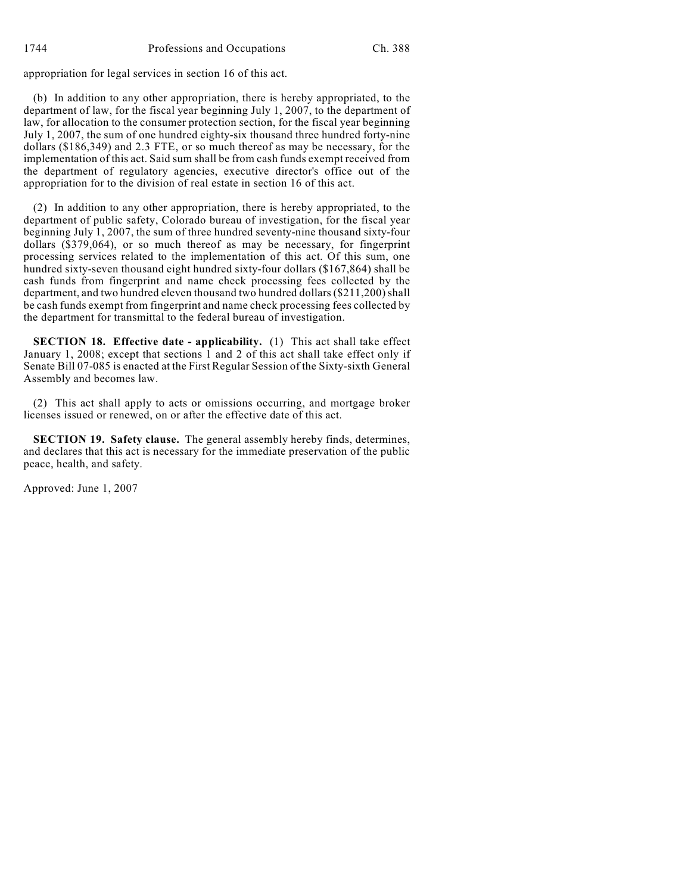appropriation for legal services in section 16 of this act.

(b) In addition to any other appropriation, there is hereby appropriated, to the department of law, for the fiscal year beginning July 1, 2007, to the department of law, for allocation to the consumer protection section, for the fiscal year beginning July 1, 2007, the sum of one hundred eighty-six thousand three hundred forty-nine dollars ($186,349) and 2.3 FTE, or so much thereof as may be necessary, for the implementation of this act. Said sum shall be from cash funds exempt received from the department of regulatory agencies, executive director's office out of the appropriation for to the division of real estate in section 16 of this act.

(2) In addition to any other appropriation, there is hereby appropriated, to the department of public safety, Colorado bureau of investigation, for the fiscal year beginning July 1, 2007, the sum of three hundred seventy-nine thousand sixty-four dollars ($379,064), or so much thereof as may be necessary, for fingerprint processing services related to the implementation of this act. Of this sum, one hundred sixty-seven thousand eight hundred sixty-four dollars ($167,864) shall be cash funds from fingerprint and name check processing fees collected by the department, and two hundred eleven thousand two hundred dollars ($211,200) shall be cash funds exempt from fingerprint and name check processing fees collected by the department for transmittal to the federal bureau of investigation.

**SECTION 18. Effective date - applicability.** (1) This act shall take effect January 1, 2008; except that sections 1 and 2 of this act shall take effect only if Senate Bill 07-085 is enacted at the First Regular Session of the Sixty-sixth General Assembly and becomes law.

(2) This act shall apply to acts or omissions occurring, and mortgage broker licenses issued or renewed, on or after the effective date of this act.

**SECTION 19. Safety clause.** The general assembly hereby finds, determines, and declares that this act is necessary for the immediate preservation of the public peace, health, and safety.

Approved: June 1, 2007